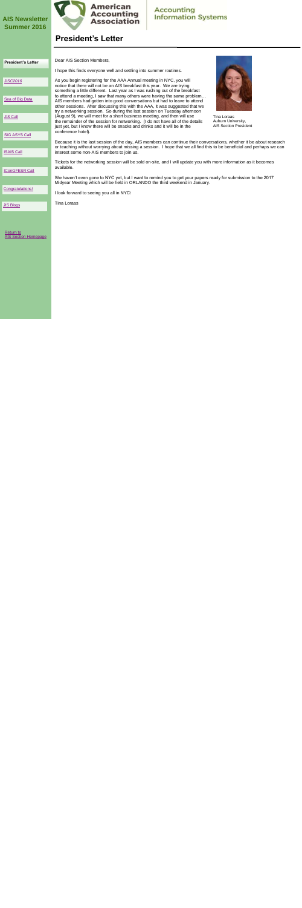**AIS Newsletter**
**Summer 2016**

American Accounting Association

Accounting Information Systems

# President's Letter

- **President's Letter**
- *JISC2016*
- Sea of Big Data
- JIS Call
- SIG ASYS Call
- ISAIS Call
- IConGFESR Call
- Congratulations!
- *JIS* Blogs

Return to
AIS Section Homepage

Dear AIS Section Members,

I hope this finds everyone well and settling into summer routines.

As you begin registering for the AAA Annual meeting in NYC, you will notice that there will not be an AIS breakfast this year. We are trying something a little different. Last year as I was rushing out of the breakfast to attend a meeting, I saw that many others were having the same problem… AIS members had gotten into good conversations but had to leave to attend other sessions. After discussing this with the AAA, it was suggested that we try a networking session. So during the last session on Tuesday afternoon (August 9), we will meet for a short business meeting, and then will use the remainder of the session for networking. (I do not have all of the details just yet, but I know there will be snacks and drinks and it will be in the conference hotel).

Tina Loraas
Auburn University,
AIS Section President

Because it is the last session of the day, AIS members can continue their conversations, whether it be about research or teaching without worrying about missing a session. I hope that we all find this to be beneficial and perhaps we can interest some non-AIS members to join us.

Tickets for the networking session will be sold on-site, and I will update you with more information as it becomes available.

We haven't even gone to NYC yet, but I want to remind you to get your papers ready for submission to the 2017 Midyear Meeting which will be held in ORLANDO the third weekend in January.

I look forward to seeing you all in NYC!

Tina Loraas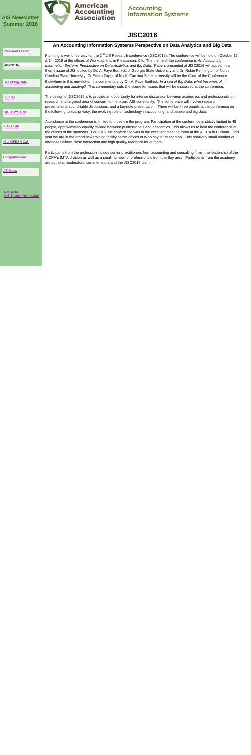# AIS Newsletter Summer 2016

American Accounting Association | Accounting Information Systems

- President's Letter
- *JISC2016*
- Sea of Big Data
- JIS Call
- SIG ASYS Call
- ISAIS Call
- IConGFESR Call
- Congratulations!
- JIS Blogs

Return to AIS Section Homepage

## JISC2016

### An Accounting Information Systems Perspective on Data Analytics and Big Data

Planning is well underway for the 2nd *JIS* Research conference (JISC2016). The conference will be held on October 13 & 14, 2016 at the offices of Workday, Inc. in Pleasanton, CA. The theme of the conference is *An Accounting Information Systems Perspective on Data Analytics and Big Data*. Papers presented at JISC2016 will appear in a theme issue of *JIS*, edited by Dr. A. Faye Borthick of Georgia State University and Dr. Robin Pennington of North Carolina State University. Dr Eileen Taylor of North Carolina State University will be the Chair of the Conference. Elsewhere in this newsletter is a commentary by Dr. A. Faye Borthick, *In a sea of Big Data, what becomes of accounting and auditing?* This commentary sets the scene for issues that will be discussed at the conference.

The design of JISC2016 is to provide an opportunity for intense discussion between academics and professionals on research in a targeted area of concern to the broad AIS community. The conference will involve research presentations, round-table discussions, and a keynote presentation. There will be three panels at the conference on the following topics: privacy; the evolving role of technology in accounting; and people and big data.

Attendance at the conference is limited to those on the program. Participation at the conference is strictly limited to 45 people, approximately equally divided between professionals and academics. This allows us to hold the conference at the offices of the sponsors. For 2015, the conference was in the excellent meeting room at the AICPA in Durham. This year we are in the brand new training facility at the offices of Workday in Pleasanton. This relatively small number of attendees allows close interaction and high quality feedback for authors.

Participants from the profession include senior practitioners from accounting and consulting firms, the leadership of the AICPA's IMTA division as well as a small number of professionals from the Bay area. Participants from the academy are authors, moderators, commentators and the JISC2016 team.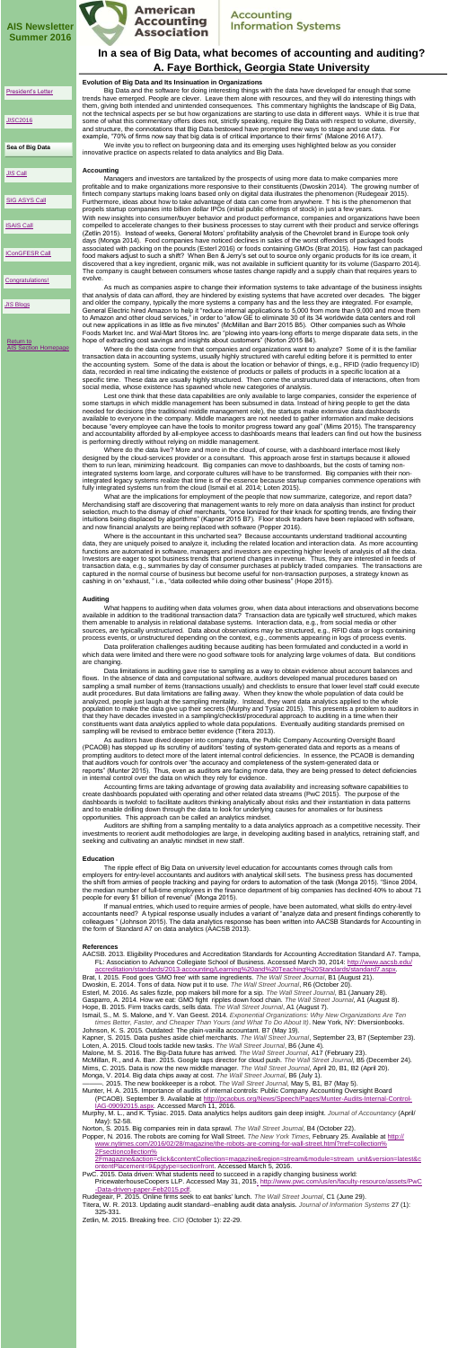# AIS Newsletter Summer 2016

American Accounting Association — Accounting Information Systems

- President's Letter
- JISC2016
- **Sea of Big Data**
- JIS Call
- SIG ASYS Call
- ISAIS Call
- ICon@FESR Call
- Congratulations!
- JIS Blogs

Return to AIS Section Homepage

# In a sea of Big Data, what becomes of accounting and auditing?

## A. Faye Borthick, Georgia State University

### Evolution of Big Data and Its Insinuation in Organizations

Big Data and the software for doing interesting things with the data have developed far enough that some trends have emerged. People are clever. Leave them alone with resources, and they will do interesting things with them, giving both intended and unintended consequences. This commentary highlights the landscape of Big Data, not the technical aspects per se but how organizations are starting to use data in different ways. While it is true that some of what this commentary offers does not, strictly speaking, require Big Data with respect to volume, diversity, and structure, the connotations that Big Data bestowed have prompted new ways to stage and use data. For example, "70% of firms now say that big data is of critical importance to their firms" (Malone 2016 A17).

We invite you to reflect on burgeoning data and its emerging uses highlighted below as you consider innovative practice on aspects related to data analytics and Big Data.

### Accounting

Managers and investors are tantalized by the prospects of using more data to make companies more profitable and to make organizations more responsive to their constituents (Dwoskin 2014). The growing number of fintech company startups making loans based only on digital data illustrates the phenomenon (Rudegeair 2015). Furthermore, ideas about how to take advantage of data can come from anywhere. T his is the phenomenon that propels startup companies into billion dollar IPOs (initial public offerings of stock) in just a few years.

With new insights into consumer/buyer behavior and product performance, companies and organizations have been compelled to accelerate changes to their processes to stay current with their product and service offerings (Zetlin 2015). Instead of weeks, General Motors' profitability analysis of the Chevrolet brand in Europe took only days (Monga 2014). Food companies have noticed declines in sales of the worst offenders of packaged foods associated with packing on the pounds (Esterl 2016) or foods containing GMOs (Brat 2015). How fast can packaged food makers adjust to such a shift? When Ben & Jerry's set out to source only organic products for its ice cream, it discovered that a key ingredient, organic milk, was not available in sufficient quantity for its volume (Gasparro 2014). The company is caught between consumers whose tastes change rapidly and a supply chain that requires years to evolve.

As much as companies aspire to change their information systems to take advantage of the business insights that analysis of data can afford, they are hindered by existing systems that have accreted over decades. The bigger and older the company, typically the more systems a company has and the less they are integrated. For example, General Electric hired Amazon to help it "reduce internal applications to 5,000 from more than 9,000 and move them to Amazon and other cloud services," in order to "allow GE to eliminate 30 of its 34 worldwide data centers and roll out new applications in as little as five minutes" (McMillan and Barr 2015 B5). Other companies such as Whole Foods Market Inc. and Wal-Mart Stores Inc. are "plowing into years-long efforts to merge disparate data sets, in the hope of extracting cost savings and insights about customers" (Norton 2015 B4).

Where do the data come from that companies and organizations want to analyze? Some of it is the familiar transaction data in accounting systems, usually highly structured with careful editing before it is permitted to enter the accounting system. Some of the data is about the location or behavior of things, e.g., RFID (radio frequency ID) data, recorded in real time indicating the existence of products or pallets of products in a specific location at a specific time. These data are usually highly structured. Then come the unstructured data of interactions, often from social media, whose existence has spawned whole new categories of analysis.

Lest one think that these data capabilities are only available to large companies, consider the experience of some startups in which middle management has been subsumed in data. Instead of hiring people to get the data needed for decisions (the traditional middle management role), the startups make extensive data dashboards available to everyone in the company. Middle managers are not needed to gather information and make decisions because "every employee can have the tools to monitor progress toward any goal" (Mims 2015). The transparency and accountability afforded by all-employee access to dashboards means that leaders can find out how the business is performing directly without relying on middle management.

Where do the data live? More and more in the cloud, of course, with a dashboard interface most likely designed by the cloud-services provider or a consultant. This approach arose first in startups because it allowed them to run lean, minimizing headcount. Big companies can move to dashboards, but the costs of taming non-integrated systems loom large, and corporate cultures will have to be transformed. Big companies with their non-integrated legacy systems realize that time is of the essence because startup companies commence operations with fully integrated systems run from the cloud (Ismail et al. 2014; Loten 2015).

What are the implications for employment of the people that now summarize, categorize, and report data? Merchandising staff are discovering that management wants to rely more on data analysis than instinct for product selection, much to the dismay of chief merchants, "once lionized for their knack for spotting trends, are finding their intuitions being displaced by algorithms" (Kapner 2015 B7). Floor stock traders have been replaced with software, and now financial analysts are being replaced with software (Popper 2016).

Where is the accountant in this uncharted sea? Because accountants understand traditional accounting data, they are uniquely poised to analyze it, including the related location and interaction data. As more accounting functions are automated in software, managers and investors are expecting higher levels of analysis of all the data. Investors are eager to spot business trends that portend changes in revenue. Thus, they are interested in feeds of transaction data, e.g., summaries by day of consumer purchases at publicly traded companies. The transactions are captured in the normal course of business but become useful for non-transaction purposes, a strategy known as cashing in on "exhaust, " i.e., "data collected while doing other business" (Hope 2015).

### Auditing

What happens to auditing when data volumes grow, when data about interactions and observations become available in addition to the traditional transaction data? Transaction data are typically well structured, which makes them amenable to analysis in relational database systems. Interaction data, e.g., from social media or other sources, are typically unstructured. Data about observations may be structured, e.g., RFID data or logs containing process events, or unstructured depending on the context, e.g., comments appearing in logs of process events.

Data proliferation challenges auditing because auditing has been formulated and conducted in a world in which data were limited and there were no good software tools for analyzing large volumes of data. But conditions are changing.

Data limitations in auditing gave rise to sampling as a way to obtain evidence about account balances and flows. In the absence of data and computational software, auditors developed manual procedures based on sampling a small number of items (transactions usually) and checklists to ensure that lower level staff could execute audit procedures. But data limitations are falling away. When they know the whole population of data could be analyzed, people just laugh at the sampling mentality. Instead, they want data analytics applied to the whole population to make the data give up their secrets (Murphy and Tysiac 2015). This presents a problem to auditors in that they have decades invested in a sampling/checklist/procedural approach to auditing in a time when their constituents want data analytics applied to whole data populations. Eventually auditing standards premised on sampling will be revised to embrace better evidence (Titera 2013).

As auditors have dived deeper into company data, the Public Company Accounting Oversight Board (PCAOB) has stepped up its scrutiny of auditors' testing of system-generated data and reports as a means of prompting auditors to detect more of the latent internal control deficiencies. In essence, the PCAOB is demanding that auditors vouch for controls over "the accuracy and completeness of the system-generated data or reports" (Munter 2015). Thus, even as auditors are facing more data, they are being pressed to detect deficiencies in internal control over the data on which they rely for evidence.

Accounting firms are taking advantage of growing data availability and increasing software capabilities to create dashboards populated with operating and other related data streams (PwC 2015). The purpose of the dashboards is twofold: to facilitate auditors thinking analytically about risks and their instantiation in data patterns and to enable drilling down through the data to look for underlying causes for anomalies or for business opportunities. This approach can be called an analytics mindset.

Auditors are shifting from a sampling mentality to a data analytics approach as a competitive necessity. Their investments to reorient audit methodologies are large, in developing auditing based in analytics, retraining staff, and seeking and cultivating an analytic mindset in new staff.

### Education

The ripple effect of Big Data on university level education for accountants comes through calls from employers for entry-level accountants and auditors with analytical skill sets. The business press has documented the shift from armies of people tracking and paying for orders to automation of the task (Monga 2015). "Since 2004, the median number of full-time employees in the finance department of big companies has declined 40% to about 71 people for every $1 billion of revenue" (Monga 2015).

If manual entries, which used to require armies of people, have been automated, what skills do entry-level accountants need? A typical response usually includes a variant of "analyze data and present findings coherently to colleagues " (Johnson 2015). The data analytics response has been written into AACSB Standards for Accounting in the form of Standard A7 on data analytics (AACSB 2013).

### References

AACSB. 2013. Eligibility Procedures and Accreditation Standards for Accounting Accreditation Standard A7. Tampa, FL: Association to Advance Collegiate School of Business. Accessed March 30, 2014: http://www.aacsb.edu/accreditation/standards/2013-accounting/Learning%20and%20Teaching%20Standards/standard7.aspx.

Brat, I. 2015. Food goes 'GMO free' with same ingredients. *The Wall Street Journal*, B1 (August 21).

Dwoskin, E. 2014. Tons of data. Now put it to use. *The Wall Street Journal*, R6 (October 20).

Esterl, M. 2016. As sales fizzle, pop makers bill more for a sip. *The Wall Street Journal*, B1 (January 28).

Gasparro, A. 2014. How we eat: GMO fight ripples down food chain. *The Wall Street Journal*, A1 (August 8).

Hope, B. 2015. Firm tracks cards, sells data. *The Wall Street Journal*, A1 (August 7).

Ismail, S., M. S. Malone, and Y. Van Geest. 2014. *Exponential Organizations: Why New Organizations Are Ten times Better, Faster, and Cheaper Than Yours (and What To Do About It)*. New York, NY: Diversionbooks.

Johnson, K. S. 2015. Outdated: The plain-vanilla accountant. B7 (May 19).

Kapner, S. 2015. Data pushes aside chief merchants. *The Wall Street Journal*, September 23, B7 (September 23).

Loten, A. 2015. Cloud tools tackle new tasks. *The Wall Street Journal*, B6 (June 4).

Malone, M. S. 2016. The Big-Data future has arrived. *The Wall Street Journal*, A17 (February 23).

McMillan, R., and A. Barr. 2015. Google taps director for cloud push. *The Wall Street Journal*, B5 (December 24).

Mims, C. 2015. Data is now the new middle manager. *The Wall Street Journal*, April 20, B1, B2 (April 20).

Monga, V. 2014. Big data chips away at cost. *The Wall Street Journal*, B6 (July 1).

———. 2015. The new bookkeeper is a robot. *The Wall Street Journal*, May 5, B1, B7 (May 5).

Munter, H. A. 2015. Importance of audits of internal controls: Public Company Accounting Oversight Board (PCAOB). September 9. Available at http://pcaobus.org/News/Speech/Pages/Munter-Audits-Internal-Control-IAG-09092015.aspx. Accessed March 11, 2016.

Murphy, M. L., and K. Tysiac. 2015. Data analytics helps auditors gain deep insight. *Journal of Accountancy* (April/May): 52-58.

Norton, S. 2015. Big companies rein in data sprawl. *The Wall Street Journal*, B4 (October 22).

Popper, N. 2016. The robots are coming for Wall Street. *The New York Times*, February 25. Available at http://www.nytimes.com/2016/02/28/magazine/the-robots-are-coming-for-wall-street.html?ref=collection%2Fsectioncollection%2Fmagazine&action=click&contentCollection=magazine&region=stream&module=stream_unit&version=latest&contentPlacement=9&pgtype=sectionfront. Accessed March 5, 2016.

PwC. 2015. Data driven: What students need to succeed in a rapidly changing business world: PricewaterhouseCoopers LLP. Accessed May 31, 2015. http://www.pwc.com/us/en/faculty-resource/assets/PwC-Data-driven-paper-Feb2015.pdf.

Rudegeair, P. 2015. Online firms seek to eat banks' lunch. *The Wall Street Journal*, C1 (June 29).

Titera, W. R. 2013. Updating audit standard--enabling audit data analysis. *Journal of Information Systems* 27 (1): 325-331.

Zetlin, M. 2015. Breaking free. *CIO* (October 1): 22-29.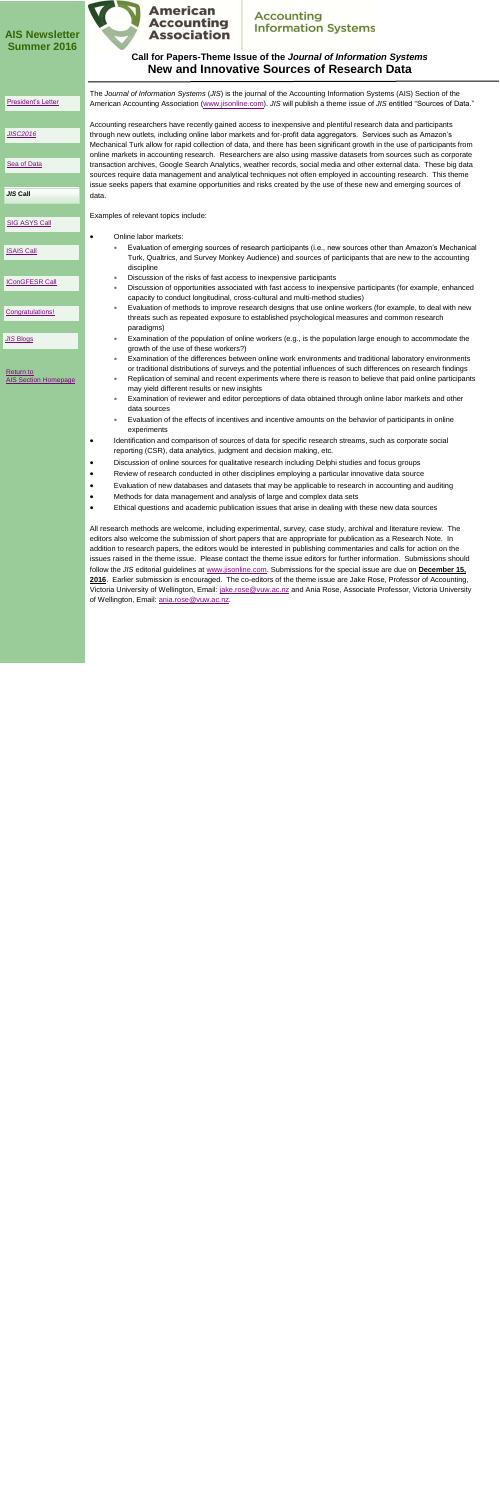**AIS Newsletter Summer 2016**

President's Letter

*JISC2016*

Sea of Data

***JIS* Call**

SIG ASYS Call

ISAIS Call

IConGFESR Call

Congratulations!

*JIS* Blogs

Return to AIS Section Homepage

## Call for Papers-Theme Issue of the *Journal of Information Systems*

## New and Innovative Sources of Research Data

The *Journal of Information Systems* (*JIS*) is the journal of the Accounting Information Systems (AIS) Section of the American Accounting Association (www.jisonline.com). *JIS* will publish a theme issue of *JIS* entitled "Sources of Data."

Accounting researchers have recently gained access to inexpensive and plentiful research data and participants through new outlets, including online labor markets and for-profit data aggregators. Services such as Amazon's Mechanical Turk allow for rapid collection of data, and there has been significant growth in the use of participants from online markets in accounting research. Researchers are also using massive datasets from sources such as corporate transaction archives, Google Search Analytics, weather records, social media and other external data. These big data sources require data management and analytical techniques not often employed in accounting research. This theme issue seeks papers that examine opportunities and risks created by the use of these new and emerging sources of data.

Examples of relevant topics include:

- Online labor markets:
  - Evaluation of emerging sources of research participants (i.e., new sources other than Amazon's Mechanical Turk, Qualtrics, and Survey Monkey Audience) and sources of participants that are new to the accounting discipline
  - Discussion of the risks of fast access to inexpensive participants
  - Discussion of opportunities associated with fast access to inexpensive participants (for example, enhanced capacity to conduct longitudinal, cross-cultural and multi-method studies)
  - Evaluation of methods to improve research designs that use online workers (for example, to deal with new threats such as repeated exposure to established psychological measures and common research paradigms)
  - Examination of the population of online workers (e.g., is the population large enough to accommodate the growth of the use of these workers?)
  - Examination of the differences between online work environments and traditional laboratory environments or traditional distributions of surveys and the potential influences of such differences on research findings
  - Replication of seminal and recent experiments where there is reason to believe that paid online participants may yield different results or new insights
  - Examination of reviewer and editor perceptions of data obtained through online labor markets and other data sources
  - Evaluation of the effects of incentives and incentive amounts on the behavior of participants in online experiments
- Identification and comparison of sources of data for specific research streams, such as corporate social reporting (CSR), data analytics, judgment and decision making, etc.
- Discussion of online sources for qualitative research including Delphi studies and focus groups
- Review of research conducted in other disciplines employing a particular innovative data source
- Evaluation of new databases and datasets that may be applicable to research in accounting and auditing
- Methods for data management and analysis of large and complex data sets
- Ethical questions and academic publication issues that arise in dealing with these new data sources

All research methods are welcome, including experimental, survey, case study, archival and literature review. The editors also welcome the submission of short papers that are appropriate for publication as a Research Note. In addition to research papers, the editors would be interested in publishing commentaries and calls for action on the issues raised in the theme issue. Please contact the theme issue editors for further information. Submissions should follow the *JIS* editorial guidelines at www.jisonline.com. Submissions for the special issue are due on **December 15, 2016**. Earlier submission is encouraged. The co-editors of the theme issue are Jake Rose, Professor of Accounting, Victoria University of Wellington, Email: jake.rose@vuw.ac.nz and Ania Rose, Associate Professor, Victoria University of Wellington, Email: ania.rose@vuw.ac.nz.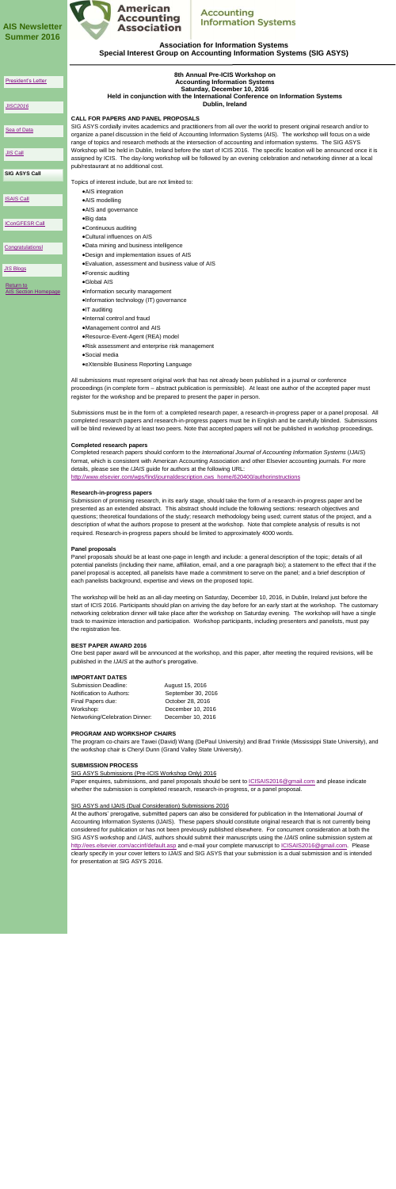# AIS Newsletter Summer 2016

American Accounting Association | Accounting Information Systems

**Association for Information Systems**
**Special Interest Group on Accounting Information Systems (SIG ASYS)**

- President's Letter
- JISC2016
- Sea of Data
- JIS Call
- **SIG ASYS Call**
- ISAIS Call
- IConGFESR Call
- Congratulations!
- JIS Blogs
- Return to AIS Section Homepage

## 8th Annual Pre-ICIS Workshop on Accounting Information Systems Saturday, December 10, 2016 Held in conjunction with the International Conference on Information Systems Dublin, Ireland

### CALL FOR PAPERS AND PANEL PROPOSALS

SIG ASYS cordially invites academics and practitioners from all over the world to present original research and/or to organize a panel discussion in the field of Accounting Information Systems (AIS). The workshop will focus on a wide range of topics and research methods at the intersection of accounting and information systems. The SIG ASYS Workshop will be held in Dublin, Ireland before the start of ICIS 2016. The specific location will be announced once it is assigned by ICIS. The day-long workshop will be followed by an evening celebration and networking dinner at a local pub/restaurant at no additional cost.

Topics of interest include, but are not limited to:

- AIS integration
- AIS modelling
- AIS and governance
- Big data
- Continuous auditing
- Cultural influences on AIS
- Data mining and business intelligence
- Design and implementation issues of AIS
- Evaluation, assessment and business value of AIS
- Forensic auditing
- Global AIS
- Information security management
- Information technology (IT) governance
- IT auditing
- Internal control and fraud
- Management control and AIS
- Resource-Event-Agent (REA) model
- Risk assessment and enterprise risk management
- Social media
- eXtensible Business Reporting Language

All submissions must represent original work that has not already been published in a journal or conference proceedings (in complete form – abstract publication is permissible). At least one author of the accepted paper must register for the workshop and be prepared to present the paper in person.

Submissions must be in the form of: a completed research paper, a research-in-progress paper or a panel proposal. All completed research papers and research-in-progress papers must be in English and be carefully blinded. Submissions will be blind reviewed by at least two peers. Note that accepted papers will not be published in workshop proceedings.

### Completed research papers

Completed research papers should conform to the *International Journal of Accounting Information Systems* (*IJAIS*) format, which is consistent with American Accounting Association and other Elsevier accounting journals. For more details, please see the *IJAIS* guide for authors at the following URL:
http://www.elsevier.com/wps/find/journaldescription.cws_home/620400/authorinstructions

### Research-in-progress papers

Submission of promising research, in its early stage, should take the form of a research-in-progress paper and be presented as an extended abstract. This abstract should include the following sections: research objectives and questions; theoretical foundations of the study; research methodology being used; current status of the project, and a description of what the authors propose to present at the workshop. Note that complete analysis of results is not required. Research-in-progress papers should be limited to approximately 4000 words.

### Panel proposals

Panel proposals should be at least one-page in length and include: a general description of the topic; details of all potential panelists (including their name, affiliation, email, and a one paragraph bio); a statement to the effect that if the panel proposal is accepted, all panelists have made a commitment to serve on the panel; and a brief description of each panelists background, expertise and views on the proposed topic.

The workshop will be held as an all-day meeting on Saturday, December 10, 2016, in Dublin, Ireland just before the start of ICIS 2016. Participants should plan on arriving the day before for an early start at the workshop. The customary networking celebration dinner will take place after the workshop on Saturday evening. The workshop will have a single track to maximize interaction and participation. Workshop participants, including presenters and panelists, must pay the registration fee.

### BEST PAPER AWARD 2016

One best paper award will be announced at the workshop, and this paper, after meeting the required revisions, will be published in the *IJAIS* at the author's prerogative.

### IMPORTANT DATES

| | |
|---|---|
| Submission Deadline: | August 15, 2016 |
| Notification to Authors: | September 30, 2016 |
| Final Papers due: | October 28, 2016 |
| Workshop: | December 10, 2016 |
| Networking/Celebration Dinner: | December 10, 2016 |

### PROGRAM AND WORKSHOP CHAIRS

The program co-chairs are Tawei (David) Wang (DePaul University) and Brad Trinkle (Mississippi State University), and the workshop chair is Cheryl Dunn (Grand Valley State University).

### SUBMISSION PROCESS

SIG ASYS Submissions (Pre-ICIS Workshop Only) 2016

Paper enquires, submissions, and panel proposals should be sent to ICISAIS2016@gmail.com and please indicate whether the submission is completed research, research-in-progress, or a panel proposal.

SIG ASYS and IJAIS (Dual Consideration) Submissions 2016

At the authors' prerogative, submitted papers can also be considered for publication in the International Journal of Accounting Information Systems (IJAIS). These papers should constitute original research that is not currently being considered for publication or has not been previously published elsewhere. For concurrent consideration at both the SIG ASYS workshop and *IJAIS*, authors should submit their manuscripts using the *IJAIS* online submission system at http://ees.elsevier.com/accinf/default.asp and e-mail your complete manuscript to ICISAIS2016@gmail.com. Please clearly specify in your cover letters to *IJAIS* and SIG ASYS that your submission is a dual submission and is intended for presentation at SIG ASYS 2016.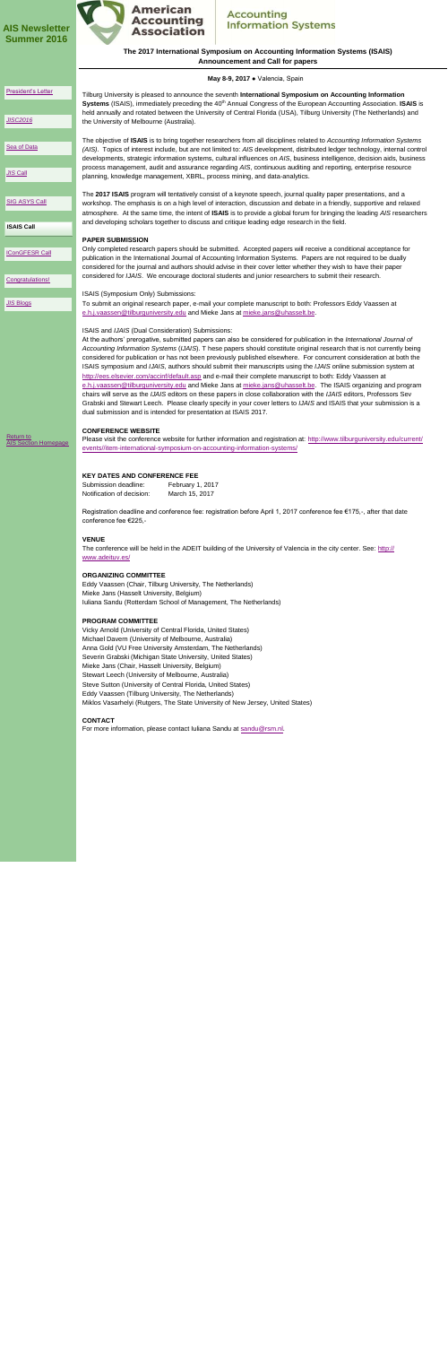# AIS Newsletter Summer 2016

President's Letter

JISC2016

Sea of Data

JIS Call

SIG ASYS Call

ISAIS Call

iConGFESR Call

Congratulations!

JIS Blogs

Return to AIS Section Homepage

American Accounting Association | Accounting Information Systems

## The 2017 International Symposium on Accounting Information Systems (ISAIS) Announcement and Call for papers

**May 8-9, 2017 ● Valencia, Spain**

Tilburg University is pleased to announce the seventh **International Symposium on Accounting Information Systems** (ISAIS), immediately preceding the 40th Annual Congress of the European Accounting Association. **ISAIS** is held annually and rotated between the University of Central Florida (USA), Tilburg University (The Netherlands) and the University of Melbourne (Australia).

The objective of **ISAIS** is to bring together researchers from all disciplines related to *Accounting Information Systems (AIS)*. Topics of interest include, but are not limited to: *AIS* development, distributed ledger technology, internal control developments, strategic information systems, cultural influences on *AIS*, business intelligence, decision aids, business process management, audit and assurance regarding *AIS*, continuous auditing and reporting, enterprise resource planning, knowledge management, XBRL, process mining, and data-analytics.

The **2017 ISAIS** program will tentatively consist of a keynote speech, journal quality paper presentations, and a workshop. The emphasis is on a high level of interaction, discussion and debate in a friendly, supportive and relaxed atmosphere. At the same time, the intent of **ISAIS** is to provide a global forum for bringing the leading *AIS* researchers and developing scholars together to discuss and critique leading edge research in the field.

### PAPER SUBMISSION

Only completed research papers should be submitted. Accepted papers will receive a conditional acceptance for publication in the International Journal of Accounting Information Systems. Papers are not required to be dually considered for the journal and authors should advise in their cover letter whether they wish to have their paper considered for *IJAIS*. We encourage doctoral students and junior researchers to submit their research.

ISAIS (Symposium Only) Submissions:

To submit an original research paper, e-mail your complete manuscript to both: Professors Eddy Vaassen at e.h.j.vaassen@tilburguniversity.edu and Mieke Jans at mieke.jans@uhasselt.be.

ISAIS and *IJAIS* (Dual Consideration) Submissions:

At the authors' prerogative, submitted papers can also be considered for publication in the *International Journal of Accounting Information Systems* (*IJAIS*). T hese papers should constitute original research that is not currently being considered for publication or has not been previously published elsewhere. For concurrent consideration at both the ISAIS symposium and *IJAIS*, authors should submit their manuscripts using the *IJAIS* online submission system at http://ees.elsevier.com/accinf/default.asp and e-mail their complete manuscript to both: Eddy Vaassen at e.h.j.vaassen@tilburguniversity.edu and Mieke Jans at mieke.jans@uhasselt.be. The ISAIS organizing and program chairs will serve as the *IJAIS* editors on these papers in close collaboration with the *IJAIS* editors, Professors Sev Grabski and Stewart Leech. Please clearly specify in your cover letters to *IJAIS* and ISAIS that your submission is a dual submission and is intended for presentation at ISAIS 2017.

### CONFERENCE WEBSITE

Please visit the conference website for further information and registration at: http://www.tilburguniversity.edu/current/events/item-international-symposium-on-accounting-information-systems/

### KEY DATES AND CONFERENCE FEE

| | |
|---|---|
| Submission deadline: | February 1, 2017 |
| Notification of decision: | March 15, 2017 |

Registration deadline and conference fee: registration before April 1, 2017 conference fee €175,-, after that date conference fee €225,-

### VENUE

The conference will be held in the ADEIT building of the University of Valencia in the city center. See: http://www.adeituv.es/

### ORGANIZING COMMITTEE

Eddy Vaassen (Chair, Tilburg University, The Netherlands)
Mieke Jans (Hasselt University, Belgium)
Iuliana Sandu (Rotterdam School of Management, The Netherlands)

### PROGRAM COMMITTEE

Vicky Arnold (University of Central Florida, United States)
Michael Davern (University of Melbourne, Australia)
Anna Gold (VU Free University Amsterdam, The Netherlands)
Severin Grabski (Michigan State University, United States)
Mieke Jans (Chair, Hasselt University, Belgium)
Stewart Leech (University of Melbourne, Australia)
Steve Sutton (University of Central Florida, United States)
Eddy Vaassen (Tilburg University, The Netherlands)
Miklos Vasarhelyi (Rutgers, The State University of New Jersey, United States)

### CONTACT

For more information, please contact Iuliana Sandu at sandu@rsm.nl.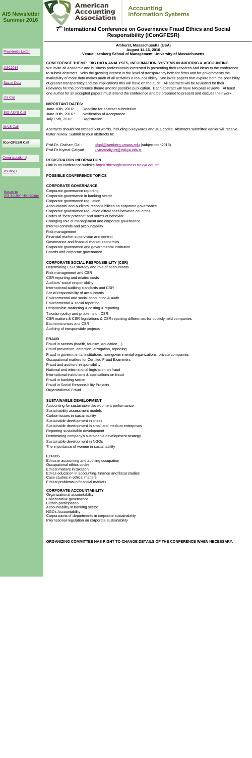# AIS Newsletter Summer 2016

President's Letter

JISC2016

Sea of Data

JIS Call

SIG ASYS Call

ISAIS Call

**IConGFESR Call**

Congratulations!

JIS Blogs

Return to AIS Section Homepage

American Accounting Association | Accounting Information Systems

## 7th International Conference on Governance Fraud Ethics and Social Responsibility (IConGFESR)

**Amherst, Massachusetts (USA)**
**August 14-16, 2016**
**Venue: Isenberg School of Management, University of Massachusetts**

### CONFERENCE THEME: BIG DATA ANALYSES, INFORMATION SYSTEMS IN AUDITING & ACCOUNTING

We invite all academic and business professionals interested in presenting their research and ideas to the conference to submit abstracts. With the growing interest in the level of transparency both for firms and for governments the availability of more data makes audit of all activities a real possibility. We invite papers that explore both the possibility of greater transparency and the implications this will have on the audit. All abstracts will be reviewed for their relevancy for the conference theme and for possible publication. Each abstract will have two peer reviews. At least one author for all accepted papers must attend the conference and be prepared to present and discuss their work.

### IMPORTANT DATES:

June 10th, 2016: Deadline for abstract submission
June 30th, 2016 : Notification of Acceptance
July 15th, 2016: Registration

Abstracts should not exceed 500 words, including 5 keywords and JEL codes. Abstracts submitted earlier will receive faster review. Submit to your abstracts to:

Prof.Dr. Graham Gal : gfgal@isenberg.umass.edu (subject:icon2016)
Prof.Dr.Kıymet Çalıyurt : kiymetcaliyurt@trakya.edu.tr

### REGISTRATION INFORMATION

Link is on conference website http://7thicongfesrumass.trakya.edu.tr/ .

### POSSIBLE CONFERENCE TOPICS

#### CORPORATE GOVERNANCE

Corporate governance reporting
Corporate governance in banking sector
Corporate governance regulation
Accountants' and auditors' responsibilities on corporate governance
Corporate governance regulation differences between countries
Codes of "best practice" and norms of behavior
Changing role of management and corporate governance
Internal controls and accountability
Risk management
Financial market supervision and control
Governance and financial market economics
Corporate governance and governmental institution
Boards and corporate governance

#### CORPORATE SOCIAL RESPONSIBILITY (CSR)

Determining CSR strategy and role of accountants
Risk management and CSR
CSR reporting and related costs
Auditors' social responsibility
International auditing standards and CSR
Social responsibility of accountants
Environmental and social accounting & audit
Environmental & social reporting
Responsible marketing & costing & reporting
Taxation policy and problems on CSR
CSR matters & CSR legislations & CSR reporting differences for publicly held companies
Economic crises and CSR
Auditing of irresponsible projects

#### FRAUD

Fraud in sectors (health, tourism, education…)
Fraud prevention, detection, arrogation, reporting
Fraud in governmental institutions, non-governmental organizations, private companies
Occupational matters for Certified Fraud Examiners
Fraud and auditors' responsibility
National and international legislation on fraud
İnternational institutions & applications on fraud
Fraud in banking sector
Fraud in Social Responsibility Projects
Organizational Fraud

#### SUSTAINABLE DEVELOPMENT

Accounting for sustainable development performance
Sustainability assessment models
Carbon issues in sustainability
Sustainable development in crises
Sustainable development in small and medium enterprises
Reporting sustainable development
Determining company's sustainable development strategy
Sustainable development in NGOs
The importance of women in sustainability

#### ETHICS

Ethics in accounting and auditing occupation
Occupational ethics codes
Ethical matters in taxation
Ethics education in accounting, finance and fiscal studies
Case studies in ethical matters
Ethical problems in financial markets

#### CORPORATE ACCOUNTABILITY

Organizational accountability
Collaborative governance
Citizen participation
Accountability in banking sector
NGOs Accountability
Corporations of departments in corporate sustainability
International regulation on corporate sustainability

**ORGANIZING COMMITTEE HAS RIGHT TO CHANGE DETAILS OF THE CONFERENCE WHEN NECESSARY.**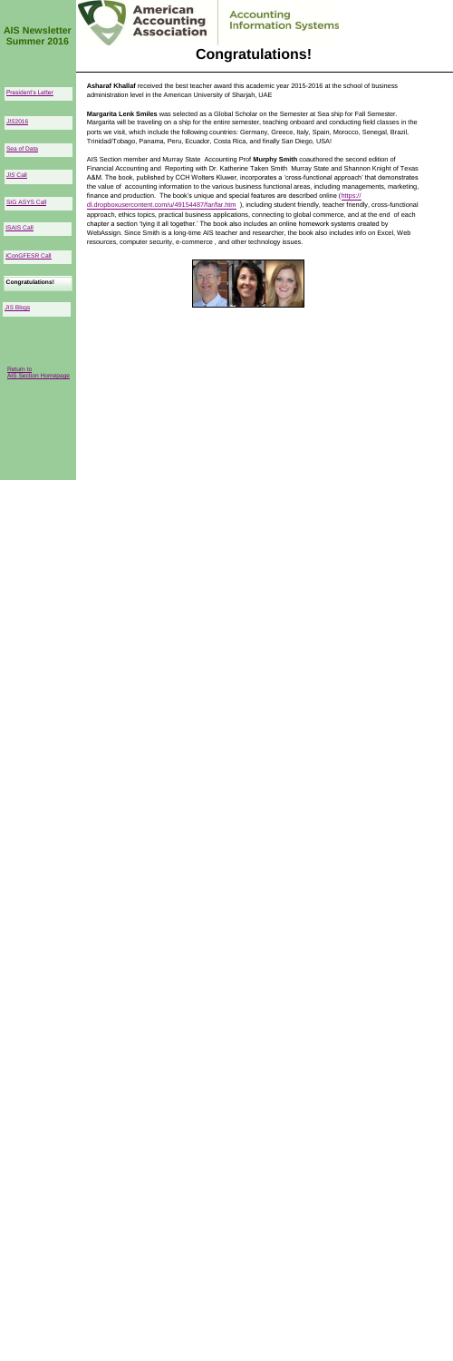# Congratulations!

**Asharaf Khallaf** received the best teacher award this academic year 2015-2016 at the school of business administration level in the American University of Sharjah, UAE

**Margarita Lenk Smiles** was selected as a Global Scholar on the Semester at Sea ship for Fall Semester. Margarita will be traveling on a ship for the entire semester, teaching onboard and conducting field classes in the ports we visit, which include the following countries: Germany, Greece, Italy, Spain, Morocco, Senegal, Brazil, Trinidad/Tobago, Panama, Peru, Ecuador, Costa Rica, and finally San Diego, USA!

AIS Section member and Murray State Accounting Prof **Murphy Smith** coauthored the second edition of Financial Accounting and Reporting with Dr. Katherine Taken Smith Murray State and Shannon Knight of Texas A&M. The book, published by CCH Wolters Kluwer, incorporates a 'cross-functional approach' that demonstrates the value of accounting information to the various business functional areas, including managements, marketing, finance and production. The book's unique and special features are described online (https://dl.dropboxusercontent.com/u/49154487/far/far.htm ), including student friendly, teacher friendly, cross-functional approach, ethics topics, practical business applications, connecting to global commerce, and at the end of each chapter a section 'tying it all together.' The book also includes an online homework systems created by WebAssign. Since Smith is a long-time AIS teacher and researcher, the book also includes info on Excel, Web resources, computer security, e-commerce , and other technology issues.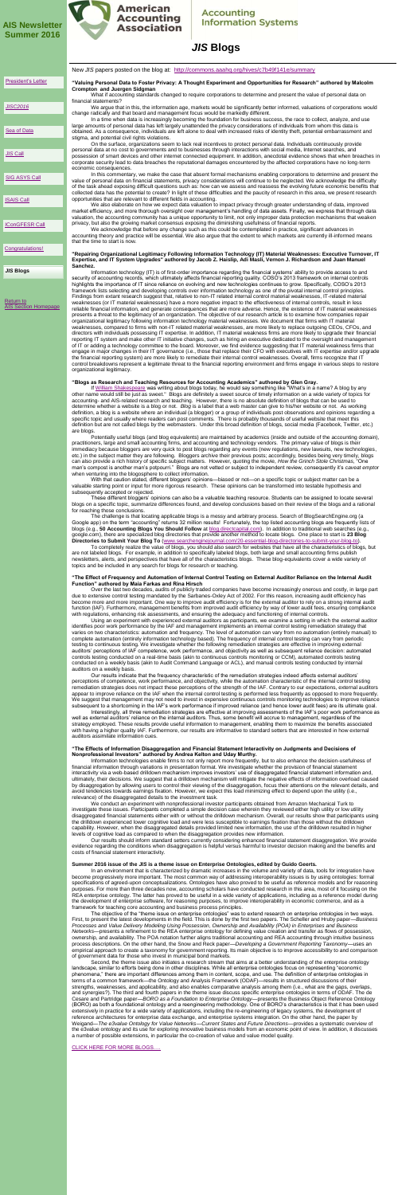# AIS Newsletter Summer 2016

American Accounting Association

Accounting Information Systems

# *JIS* Blogs

- President's Letter
- *JISC2016*
- Sea of Data
- *JIS* Call
- SIG ASYS Call
- ISAIS Call
- IConGFESR Call
- Congratulations!
- *JIS* Blogs

Return to AIS Section Homepage

New JIS papers posted on the blog at: http://commons.aaahq.org/hives/c7b49f141e/summary

**"Valuing Personal Data to Foster Privacy: A Thought Experiment and Opportunities for Research" authored by Malcolm Crompton and Juergen Sidgman**

What if accounting standards changed to require corporations to determine and present the value of personal data on financial statements?

We argue that in this, the information age, markets would be significantly better informed, valuations of corporations would change radically and that board and management focus would be markedly different.

In a time when data is increasingly becoming the foundation for business success, the race to collect, analyze, and use large amounts of personal data has left largely unattended the privacy considerations of individuals from whom this data is obtained. As a consequence, individuals are left alone to deal with increased risks of identity theft, potential embarrassment and stigma, and potential civil rights violations.

On the surface, organizations seem to lack real incentives to protect personal data. Individuals continuously provide personal data at no cost to governments and to businesses through interactions with social media, Internet searches, and possession of smart devices and other internet connected equipment. In addition, anecdotal evidence shows that when breaches in corporate security lead to data breaches the reputational damages encountered by the affected corporations have no long-term economic consequences.

In this commentary, we make the case that absent formal mechanisms enabling corporations to determine and present the value of personal data on financial statements, privacy considerations will continue to be neglected. We acknowledge the difficulty of the task ahead exposing difficult questions such as: how can we assess and reassess the evolving future economic benefits that collected data has the potential to create? In light of these difficulties and the paucity of research in this area, we present research opportunities that are relevant to different fields in accounting.

We also elaborate on how we expect data valuation to impact privacy through greater understanding of data, improved market efficiency, and more thorough oversight over management's handling of data assets. Finally, we express that through data valuation, the accounting community has a unique opportunity to limit, not only improper data protection mechanisms that weaken privacy, but also the growing market consensus exposing the diminishing usefulness of financial reports.

We acknowledge that before any change such as this could be contemplated in practice, significant advances in accounting theory and practice will be essential. We also argue that the extent to which markets are currently ill-informed means that the time to start is now.

**"Repairing Organizational Legitimacy Following Information Technology (IT) Material Weaknesses: Executive Turnover, IT Expertise, and IT System Upgrades" authored by Jacob Z. Haislip, Adi Masli, Vernon J. Richardson and Juan Manuel Sanchez.**

Information technology (IT) is of first-order importance regarding the financial systems' ability to provide access to and security of accounting records, which ultimately affects financial reporting quality. COSO's 2013 framework on internal controls highlights the importance of IT since reliance on evolving and new technologies continues to grow. Specifically, COSO's 2013 framework lists selecting and developing controls over information technology as one of the pivotal internal control principles. Findings from extant research suggest that, relative to non-IT related internal control material weaknesses, IT-related material weaknesses (or IT material weaknesses) have a more negative impact to the effectiveness of internal controls, result in less reliable financial information, and generate consequences that are more adverse. Hence, the existence of IT material weaknesses presents a threat to the legitimacy of an organization. The objective of our research article is to examine how companies repair organizational legitimacy following information technology material weaknesses. We document that firms with IT material weaknesses, compared to firms with non-IT related material weaknesses, are more likely to replace outgoing CEOs, CFOs, and directors with individuals possessing IT expertise. In addition, IT material weakness firms are more likely to upgrade their financial reporting IT system and make other IT initiative changes, such as hiring an executive dedicated to the oversight and management of IT or adding a technology committee to the board. Moreover, we find evidence suggesting that IT material weakness firms that engage in major changes in their IT governance (i.e., those that replace their CFO with executives with IT expertise and/or upgrade the financial reporting system) are more likely to remediate their internal control weaknesses. Overall, firms recognize that IT control breakdowns represent a legitimate threat to the financial reporting environment and firms engage in various steps to restore organizational legitimacy.

**"Blogs as Research and Teaching Resources for Accounting Academics" authored by Glen Gray.**

If William Shakespeare was writing about blogs today, he would say something like "What's in a name? A blog by any other name would still be just as sweet." Blogs are definitely a sweet source of timely information on a wide variety of topics for accounting- and AIS-related research and teaching. However, there is no absolute definition of blogs that can be used to determine whether a website is a blog or not. *Blog* is a label that a web master can give to his/her website or not. As working definition, a blog is a website where an individual (a blogger) or a group of individuals post observations and opinions regarding a specific topic and usually where readers can post comments. There is probably thousands of useful website that meet this definition but are not called blogs by the webmasters. Under this broad definition of blogs, social media (Facebook, Twitter, etc.) are blogs.

Potentially useful blogs (and blog equivalents) are maintained by academics (inside and outside of the accounting domain), practitioners, large and small accounting firms, and accounting and technology vendors. The primary value of blogs is their immediacy because bloggers are very quick to post blogs regarding any events (new regulations, new lawsuits, new technologies, etc.) in the subject matter they are following. Bloggers archive their previous posts; accordingly, besides being very timely, blogs can also provide a rich history of specific subject matters. However, quoting the movie, *How the Grinch Stole Christmas*, "One man's compost is another man's potpourri." Blogs are not vetted or subject to independent review; consequently it's *caveat emptor* when venturing into the blogosphere to collect information.

With that caution stated, different bloggers' opinions—based or not—on a specific topic or subject matter can be a valuable starting point or input for more rigorous research. These opinions can be transformed into testable hypothesis and subsequently accepted or rejected.

These different bloggers' opinions can also be a valuable teaching resource. Students can be assigned to locate several blogs on a specific topic, summarize differences found, and develop conclusions based on their review of the blogs and a rational for reaching these conclusions.

The challenge is that locating applicable blogs is a messy and arbitrary process. Search of BlogSearchEngine.org (a Google app) on the term "accounting" returns 32 million results! Fortunately, the top listed accounting blogs are frequently lists of blogs (e.g., **50 Accounting Blogs You Should Follow** at blog.directcapital.com). In addition to traditional web searches (e.g., google.com), there are specialized blog directories that provide another method to locate blogs. One place to start is **23 Blog Directories to Submit Your Blog To** (www.searchenginejournal.com/20-essential-blog-directories-to-submit-your-blog-to).

To completely realize the value of blogs, you should also search for websites that have all the characteristics of blogs, but are not labeled blogs. For example, in addition to specifically labeled blogs, both large and small accounting firms publish newsletters, alerts, and perspectives that have all of the characteristics blogs. These blog-equivalents cover a wide variety of topics and be included in any search for blogs for research or teaching.

**"The Effect of Frequency and Automation of Internal Control Testing on External Auditor Reliance on the Internal Audit Function" authored by Maia Farkas and Rina Hirsch**

Over the last two decades, audits of publicly traded companies have become increasingly onerous and costly, in large part due to extensive control testing mandated by the Sarbanes-Oxley Act of 2002. For this reason, increasing audit efficiency has become more and more important. One way to improve audit efficiency is for the external auditor to rely on a strong internal audit function (IAF). Furthermore, management benefits from improved audit efficiency by way of lower audit fees, ensuring compliance with regulations, enhancing risk assessments, and ensuring the adequacy and functioning of internal controls.

Using an experiment with experienced external auditors as participants, we examine a setting in which the external auditor identifies poor work performance by the IAF and management implements an internal control testing remediation strategy that varies on two characteristics: automation and frequency. The level of automation can vary from no automation (entirely manual) to complete automation (entirely information technology based). The frequency of internal control testing can vary from periodic testing to continuous testing. We investigate whether the following remediation strategies are effective in improving external auditors' perceptions of IAF competence, work performance, and objectivity as well as subsequent reliance decision: automated controls testing conducted on a real-time basis (akin to continuous controls monitoring or CCM), automated controls testing conducted on a weekly basis (akin to Audit Command Language or ACL), and manual controls testing conducted by internal auditors on a weekly basis.

Our results indicate that the frequency characteristic of the remediation strategies indeed affects external auditors' perceptions of competence, work performance, and objectivity, while the automation characteristic of the internal control testing remediation strategies does not impact these perceptions of the strength of the IAF. Contrary to our expectations, external auditors appear to improve reliance on the IAF when the internal control testing is performed less frequently as opposed to more frequently. We suggest that management may not need to invest in expensive continuous controls monitoring technologies to improve reliance subsequent to a shortcoming in the IAF's work performance if improved reliance (and hence lower audit fees) are its ultimate goal.

Interestingly, all three remediation strategies are effective at improving assessments of the IAF's poor work performance as well as external auditors' reliance on the internal auditors. Thus, some benefit will accrue to management, regardless of the strategy employed. These results provide useful information to management, enabling them to maximize the benefits associated with having a higher quality IAF. Furthermore, our results are informative to standard setters that are interested in how external auditors assimilate information cues.

**"The Effects of Information Disaggregation and Financial Statement Interactivity on Judgments and Decisions of Nonprofessional Investors" authored by Andrea Kelton and Uday Murthy.**

Information technologies enable firms to not only report more frequently, but to also enhance the decision-usefulness of financial information through variations in presentation format. We investigate whether the provision of financial statement interactivity via a web-based drilldown mechanism improves investors' use of disaggregated financial statement information and, ultimately, their decisions. We suggest that a drilldown mechanism will mitigate the negative effects of information overload caused by disaggregation by allowing users to control their viewing of the disaggregation, focus their attentions on the relevant details, and avoid tendencies towards earnings fixation. However, we expect this load minimizing effect to depend upon the utility (i.e., relevance) of the disaggregated details to the investment task.

We conduct an experiment with nonprofessional investor participants obtained from Amazon Mechanical Turk to investigate these issues. Participants completed a simple decision case wherein they reviewed either high utility or low utility disaggregated financial statements either with or without the drilldown mechanism. Overall, our results show that participants using the drilldown experienced lower cognitive load and were less susceptible to earnings fixation than those without the drilldown capability. However, when the disaggregated details provided limited new information, the use of the drilldown resulted in higher levels of cognitive load as compared to when the disaggregation provides new information.

Our results should inform standard setters currently considering enhanced financial statement disaggregation. We provide evidence regarding the conditions when disaggregation is helpful versus harmful to investor decision making and the benefits and costs of financial statement interactivity.

**Summer 2016 issue of the *JIS* is a theme issue on Enterprise Ontologies, edited by Guido Geerts.**

In an environment that is characterized by dramatic increases in the volume and variety of data, tools for integration have become progressively more important. The most common way of addressing interoperability issues is by using ontologies: formal specifications of agreed-upon conceptualizations. Ontologies have also proved to be useful as reference models and for reasoning purposes. For more than three decades now, accounting scholars have conducted research in this area, most of it focusing on the REA enterprise ontology. The latter has proved to be useful in a wide variety of applications, including as a reference model during the development of enterprise software, for reasoning purposes, to improve interoperability in economic commerce, and as a framework for teaching core accounting and business process principles.

The objective of the "theme issue on enterprise ontologies" was to extend research on enterprise ontologies in two ways. First, to present the latest developments in the field. This is done by the first two papers. The Scheller and Hruby paper—*Business Processes and Value Delivery Modeling Using Possession, Ownership and Availability (POA) in Enterprises and Business Networks*—presents a refinement to the REA enterprise ontology for defining value creation and transfer as flows of possession, ownership, and availability. The POA notation further aligns traditional accounting and REA accounting through intuitive business process descriptions. On the other hand, the Snow and Reck paper—*Developing a Government Reporting Taxonomy*—uses an empirical approach to create a taxonomy for government reporting. Its main objective is to improve accessibility to and comparison of government data for those who invest in municipal bond markets.

Second, the theme issue also initiates a research stream that aims at a better understanding of the enterprise ontology landscape, similar to efforts being done in other disciplines. While all enterprise ontologies focus on representing "economic phenomena," there are important differences among them in content, scope, and use. The definition of enterprise ontologies in terms of a common framework—the Ontology and Analysis Framework (ODAF)—results in structured discussions of their strengths, weaknesses, and applicability, and also enables comparative analysis among them (i.e., what are the gaps, overlaps, and synergies?). The third and fourth papers in the theme issue discuss specific enterprise ontologies in terms of ODAF. The de Cesare and Partridge paper—*BORO as a Foundation to Enterprise Ontology*—presents the Business Object Reference Ontology (BORO) as both a foundational ontology and a reengineering methodology. One of BORO's characteristics is that it has been used extensively in practice for a wide variety of applications, including the re-engineering of legacy systems, the development of reference architectures for enterprise data exchange, and enterprise systems integration. On the other hand, the paper by Weigand—*The e3value Ontology for Value Networks—Current States and Future Directions*—provides a systematic overview of the e3value ontology and its use for exploring innovative business models from an economic point of view. In addition, it discusses a number of possible extensions, in particular the co-creation of value and value model quality.

CLICK HERE FOR MORE BLOGS…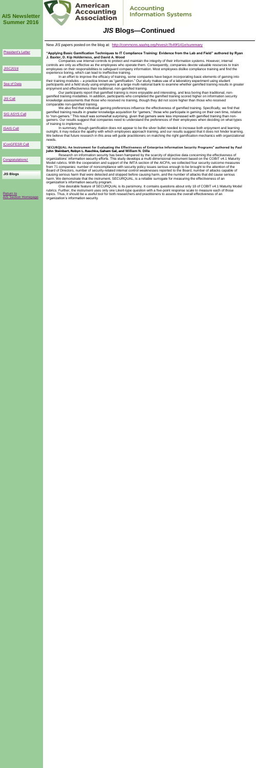**AIS Newsletter Summer 2016**

American Accounting Association | Accounting Information Systems

# *JIS* Blogs—Continued

- President's Letter
- *JISC2016*
- Sea of Data
- *JIS* Call
- SIG ASYS Call
- ISAIS Call
- IConGFESR Call
- Congratulations!
- ***JIS* Blogs**
- Return to AIS Section Homepage

New *JIS* papers posted on the blog at: http://commons.aaahq.org/hives/c7b49f141e/summary

**"Applying Basic Gamification Techniques to IT Compliance Training: Evidence from the Lab and Field" authored by Ryan J. Baxter, D. Kip Holderness, and David A. Wood**

Companies use internal controls to protect and maintain the integrity of their information systems. However, internal controls are only as effective as the employees who operate them. Consequently, companies devote valuable resources to train employees on their responsibilities to safeguard company information. Most employees dislike compliance training and find the experience boring, which can lead to ineffective training.

In an effort to improve the efficacy of training, some companies have begun incorporating basic elements of gaming into their training modules – a practice known as "gamification." Our study makes use of a laboratory experiment using student participants and a field study using employees at a large multi-national bank to examine whether gamified training results in greater enjoyment and effectiveness than traditional, non-gamified training.

Our participants report that gamified training is more enjoyable and interesting, and less boring than traditional, non-gamified training modalities. In addition, participants who completed the gamified training scored higher on information security knowledge assessments than those who received no training, though they did not score higher than those who received comparable non-gamified training.

We also find that individual gaming preferences influence the effectiveness of gamified training. Specifically, we find that gamified training results in greater knowledge acquisition for "gamers," those who participate in gaming on their own time, relative to "non-gamers." This result was somewhat surprising, given that gamers were less impressed with gamified training than non-gamers. Our results suggest that companies need to understand the preferences of their employees when deciding on what types of training to implement.

In summary, though gamification does not appear to be the silver bullet needed to increase both enjoyment and learning outright, it may reduce the apathy with which employees approach training, and our results suggest that it does not hinder learning. We believe that future research in this area will guide practitioners on matching the right gamification mechanics with organizational needs.

**"SECURQUAL: An Instrument for Evaluating the Effectiveness of Enterprise Information Security Programs" authored by Paul John Steinbart, Robyn L. Raschke, Gaham Gal, and William N. Dilla**

Research on information security has been hampered by the scarcity of objective data concerning the effectiveness of organizations' information security efforts. This study develops a multi-dimensional instrument based on the COBIT v4.1 Maturity Model rubrics. With the cooperation and support of the IMTA section of the AICPA, we collected four security outcome measures from 71 companies: number of noncompliance with security policy issues serious enough to be brought to the attention of the Board of Directors, number of security-related internal control weaknesses reported to the Board, number of attacks capable of causing serious harm that were detected and stopped before causing harm, and the number of attacks that did cause serious harm. We demonstrate that the instrument, SECURQUAL, is a reliable surrogate for measuring the effectiveness of an organization's information security program.

One desirable feature of SECURQUAL is its parsimony. It contains questions about only 18 of COBIT v4.1 Maturity Model rubrics. Further, the instrument uses only one Likert-type question with a five-point response scale to measure each of those topics. Thus, it should be a useful tool for both researchers and practitioners to assess the overall effectiveness of an organization's information security.